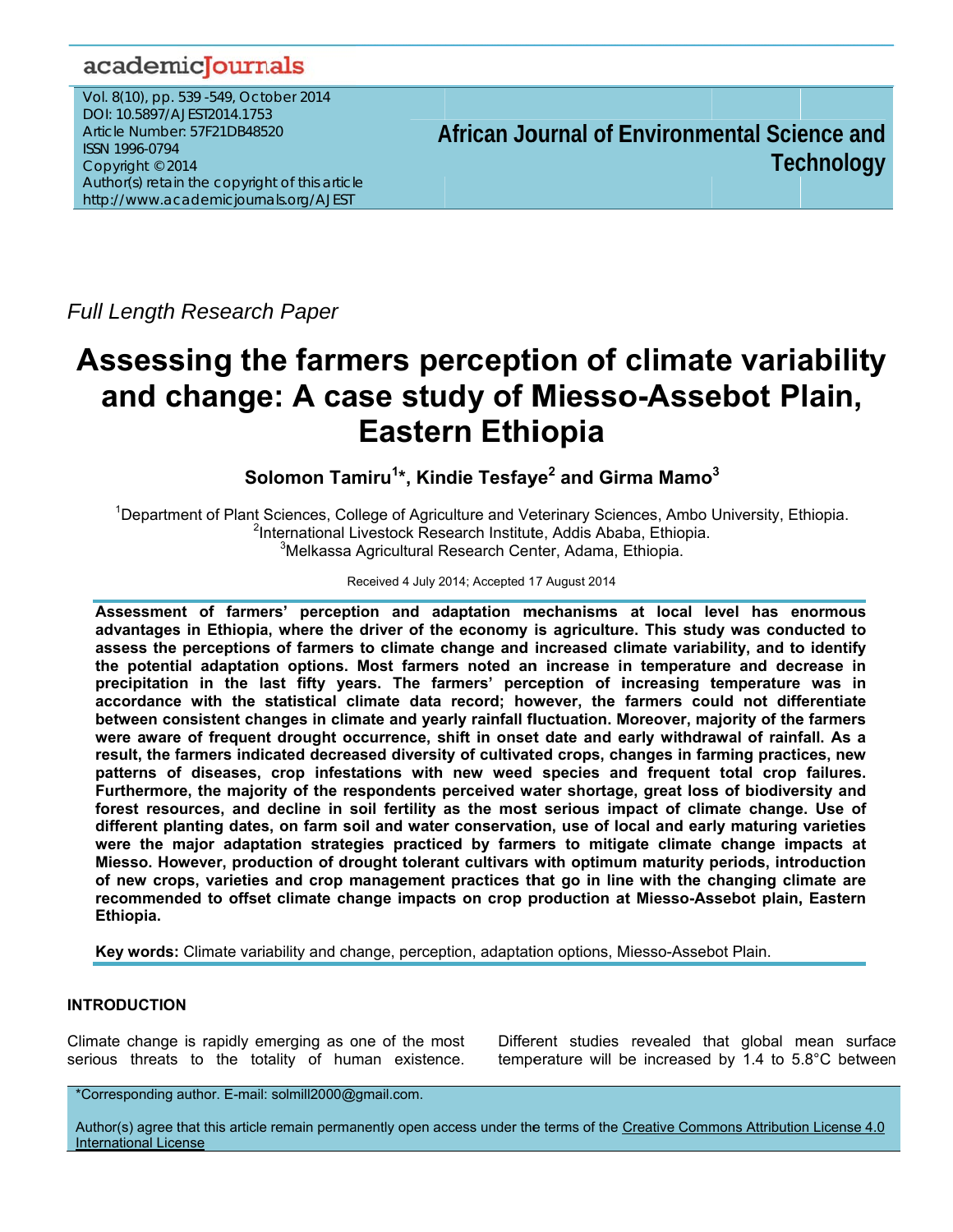*Full Length Research Paper*

# Assessing the farmers perception of climate variability and change: A case study of Miesso-Assebot Plain, Eastern Ethiopia

**Solomon Tamiru[1]\*, Kindie Tesfaye[2] and Girma Mamo[3]**

[1]Department of Plant Sciences, College of Agriculture and Veterinary Sciences, Ambo University, Ethiopia.
[2]International Livestock Research Institute, Addis Ababa, Ethiopia.
[3]Melkassa Agricultural Research Center, Adama, Ethiopia.

Received 4 July 2014; Accepted 17 August 2014

**Assessment of farmers' perception and adaptation mechanisms at local level has enormous advantages in Ethiopia, where the driver of the economy is agriculture. This study was conducted to assess the perceptions of farmers to climate change and increased climate variability, and to identify the potential adaptation options. Most farmers noted an increase in temperature and decrease in precipitation in the last fifty years. The farmers' perception of increasing temperature was in accordance with the statistical climate data record; however, the farmers could not differentiate between consistent changes in climate and yearly rainfall fluctuation. Moreover, majority of the farmers were aware of frequent drought occurrence, shift in onset date and early withdrawal of rainfall. As a result, the farmers indicated decreased diversity of cultivated crops, changes in farming practices, new patterns of diseases, crop infestations with new weed species and frequent total crop failures. Furthermore, the majority of the respondents perceived water shortage, great loss of biodiversity and forest resources, and decline in soil fertility as the most serious impact of climate change. Use of different planting dates, on farm soil and water conservation, use of local and early maturing varieties were the major adaptation strategies practiced by farmers to mitigate climate change impacts at Miesso. However, production of drought tolerant cultivars with optimum maturity periods, introduction of new crops, varieties and crop management practices that go in line with the changing climate are recommended to offset climate change impacts on crop production at Miesso-Assebot plain, Eastern Ethiopia.**

**Key words:** Climate variability and change, perception, adaptation options, Miesso-Assebot Plain.

## INTRODUCTION

Climate change is rapidly emerging as one of the most serious threats to the totality of human existence. Different studies revealed that global mean surface temperature will be increased by 1.4 to 5.8°C between

\*Corresponding author. E-mail: solmill2000@gmail.com.

Author(s) agree that this article remain permanently open access under the terms of the Creative Commons Attribution License 4.0 International License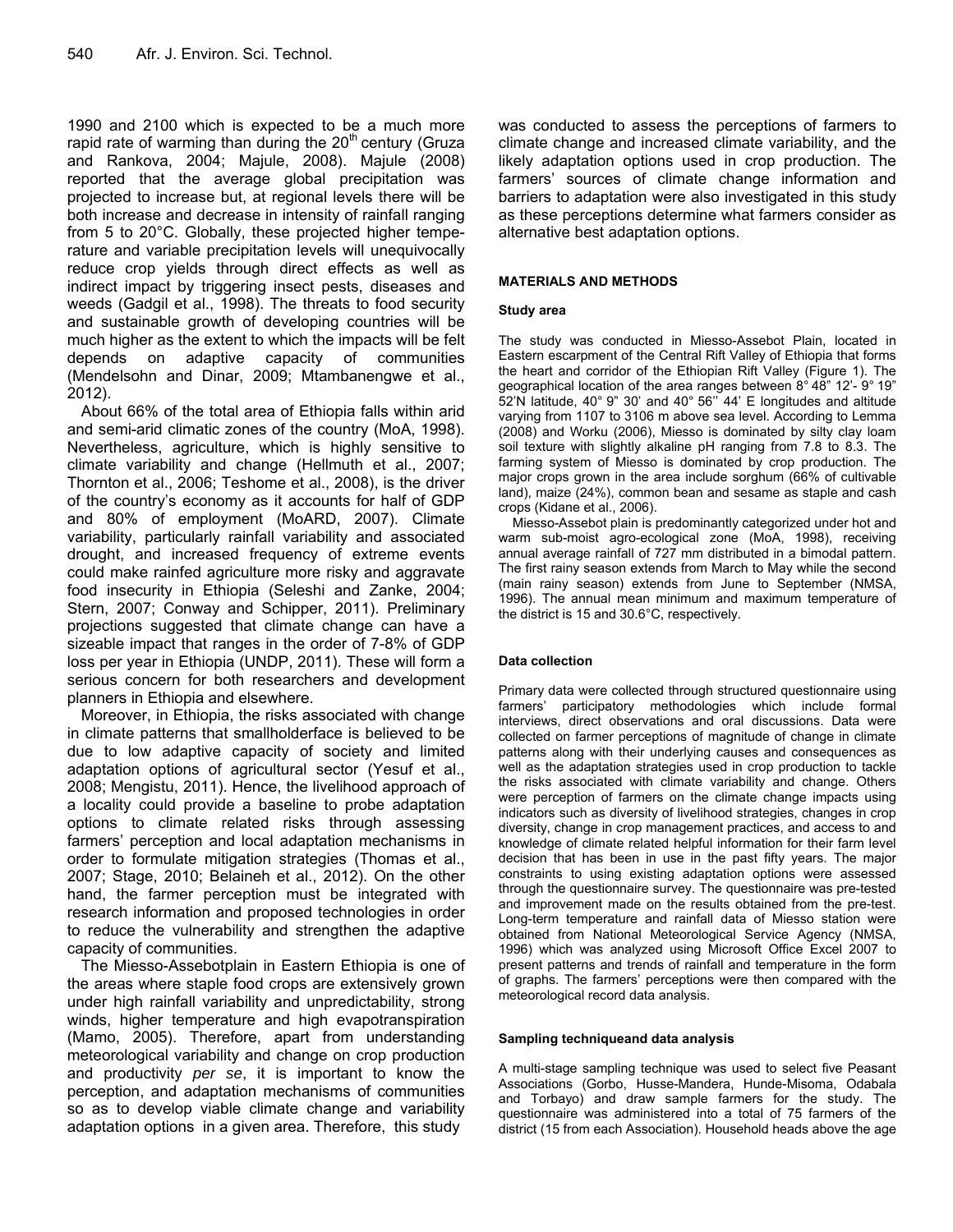1990 and 2100 which is expected to be a much more rapid rate of warming than during the 20th century (Gruza and Rankova, 2004; Majule, 2008). Majule (2008) reported that the average global precipitation was projected to increase but, at regional levels there will be both increase and decrease in intensity of rainfall ranging from 5 to 20°C. Globally, these projected higher temperature and variable precipitation levels will unequivocally reduce crop yields through direct effects as well as indirect impact by triggering insect pests, diseases and weeds (Gadgil et al., 1998). The threats to food security and sustainable growth of developing countries will be much higher as the extent to which the impacts will be felt depends on adaptive capacity of communities (Mendelsohn and Dinar, 2009; Mtambanengwe et al., 2012).

About 66% of the total area of Ethiopia falls within arid and semi-arid climatic zones of the country (MoA, 1998). Nevertheless, agriculture, which is highly sensitive to climate variability and change (Hellmuth et al., 2007; Thornton et al., 2006; Teshome et al., 2008), is the driver of the country's economy as it accounts for half of GDP and 80% of employment (MoARD, 2007). Climate variability, particularly rainfall variability and associated drought, and increased frequency of extreme events could make rainfed agriculture more risky and aggravate food insecurity in Ethiopia (Seleshi and Zanke, 2004; Stern, 2007; Conway and Schipper, 2011). Preliminary projections suggested that climate change can have a sizeable impact that ranges in the order of 7-8% of GDP loss per year in Ethiopia (UNDP, 2011). These will form a serious concern for both researchers and development planners in Ethiopia and elsewhere.

Moreover, in Ethiopia, the risks associated with change in climate patterns that smallholderface is believed to be due to low adaptive capacity of society and limited adaptation options of agricultural sector (Yesuf et al., 2008; Mengistu, 2011). Hence, the livelihood approach of a locality could provide a baseline to probe adaptation options to climate related risks through assessing farmers' perception and local adaptation mechanisms in order to formulate mitigation strategies (Thomas et al., 2007; Stage, 2010; Belaineh et al., 2012). On the other hand, the farmer perception must be integrated with research information and proposed technologies in order to reduce the vulnerability and strengthen the adaptive capacity of communities.

The Miesso-Assebotplain in Eastern Ethiopia is one of the areas where staple food crops are extensively grown under high rainfall variability and unpredictability, strong winds, higher temperature and high evapotranspiration (Mamo, 2005). Therefore, apart from understanding meteorological variability and change on crop production and productivity *per se*, it is important to know the perception, and adaptation mechanisms of communities so as to develop viable climate change and variability adaptation options in a given area. Therefore, this study was conducted to assess the perceptions of farmers to climate change and increased climate variability, and the likely adaptation options used in crop production. The farmers' sources of climate change information and barriers to adaptation were also investigated in this study as these perceptions determine what farmers consider as alternative best adaptation options.

## MATERIALS AND METHODS

### Study area

The study was conducted in Miesso-Assebot Plain, located in Eastern escarpment of the Central Rift Valley of Ethiopia that forms the heart and corridor of the Ethiopian Rift Valley (Figure 1). The geographical location of the area ranges between 8° 48" 12'- 9° 19" 52'N latitude, 40° 9" 30' and 40° 56'' 44' E longitudes and altitude varying from 1107 to 3106 m above sea level. According to Lemma (2008) and Worku (2006), Miesso is dominated by silty clay loam soil texture with slightly alkaline pH ranging from 7.8 to 8.3. The farming system of Miesso is dominated by crop production. The major crops grown in the area include sorghum (66% of cultivable land), maize (24%), common bean and sesame as staple and cash crops (Kidane et al., 2006).

Miesso-Assebot plain is predominantly categorized under hot and warm sub-moist agro-ecological zone (MoA, 1998), receiving annual average rainfall of 727 mm distributed in a bimodal pattern. The first rainy season extends from March to May while the second (main rainy season) extends from June to September (NMSA, 1996). The annual mean minimum and maximum temperature of the district is 15 and 30.6°C, respectively.

### Data collection

Primary data were collected through structured questionnaire using farmers' participatory methodologies which include formal interviews, direct observations and oral discussions. Data were collected on farmer perceptions of magnitude of change in climate patterns along with their underlying causes and consequences as well as the adaptation strategies used in crop production to tackle the risks associated with climate variability and change. Others were perception of farmers on the climate change impacts using indicators such as diversity of livelihood strategies, changes in crop diversity, change in crop management practices, and access to and knowledge of climate related helpful information for their farm level decision that has been in use in the past fifty years. The major constraints to using existing adaptation options were assessed through the questionnaire survey. The questionnaire was pre-tested and improvement made on the results obtained from the pre-test. Long-term temperature and rainfall data of Miesso station were obtained from National Meteorological Service Agency (NMSA, 1996) which was analyzed using Microsoft Office Excel 2007 to present patterns and trends of rainfall and temperature in the form of graphs. The farmers' perceptions were then compared with the meteorological record data analysis.

### Sampling techniqueand data analysis

A multi-stage sampling technique was used to select five Peasant Associations (Gorbo, Husse-Mandera, Hunde-Misoma, Odabala and Torbayo) and draw sample farmers for the study. The questionnaire was administered into a total of 75 farmers of the district (15 from each Association). Household heads above the age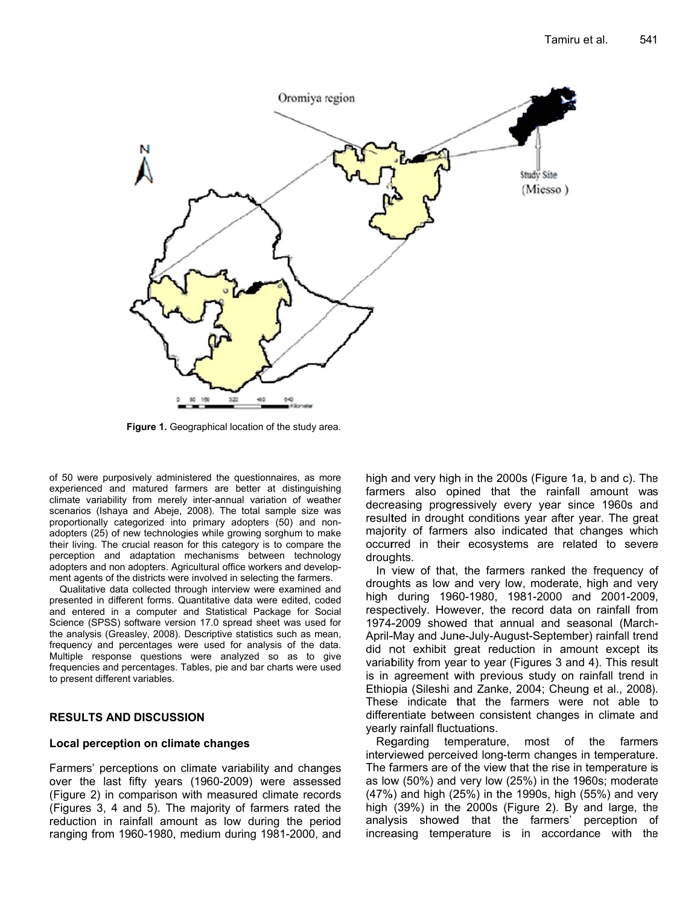Figure 1. Geographical location of the study area.

of 50 were purposively administered the questionnaires, as more experienced and matured farmers are better at distinguishing climate variability from merely inter-annual variation of weather scenarios (Ishaya and Abeje, 2008). The total sample size was proportionally categorized into primary adopters (50) and non-adopters (25) of new technologies while growing sorghum to make their living. The crucial reason for this category is to compare the perception and adaptation mechanisms between technology adopters and non adopters. Agricultural office workers and development agents of the districts were involved in selecting the farmers.

Qualitative data collected through interview were examined and presented in different forms. Quantitative data were edited, coded and entered in a computer and Statistical Package for Social Science (SPSS) software version 17.0 spread sheet was used for the analysis (Greasley, 2008). Descriptive statistics such as mean, frequency and percentages were used for analysis of the data. Multiple response questions were analyzed so as to give frequencies and percentages. Tables, pie and bar charts were used to present different variables.

## RESULTS AND DISCUSSION

### Local perception on climate changes

Farmers' perceptions on climate variability and changes over the last fifty years (1960-2009) were assessed (Figure 2) in comparison with measured climate records (Figures 3, 4 and 5). The majority of farmers rated the reduction in rainfall amount as low during the period ranging from 1960-1980, medium during 1981-2000, and high and very high in the 2000s (Figure 1a, b and c). The farmers also opined that the rainfall amount was decreasing progressively every year since 1960s and resulted in drought conditions year after year. The great majority of farmers also indicated that changes which occurred in their ecosystems are related to severe droughts.

In view of that, the farmers ranked the frequency of droughts as low and very low, moderate, high and very high during 1960-1980, 1981-2000 and 2001-2009, respectively. However, the record data on rainfall from 1974-2009 showed that annual and seasonal (March-April-May and June-July-August-September) rainfall trend did not exhibit great reduction in amount except its variability from year to year (Figures 3 and 4). This result is in agreement with previous study on rainfall trend in Ethiopia (Sileshi and Zanke, 2004; Cheung et al., 2008). These indicate that the farmers were not able to differentiate between consistent changes in climate and yearly rainfall fluctuations.

Regarding temperature, most of the farmers interviewed perceived long-term changes in temperature. The farmers are of the view that the rise in temperature is as low (50%) and very low (25%) in the 1960s; moderate (47%) and high (25%) in the 1990s, high (55%) and very high (39%) in the 2000s (Figure 2). By and large, the analysis showed that the farmers' perception of increasing temperature is in accordance with the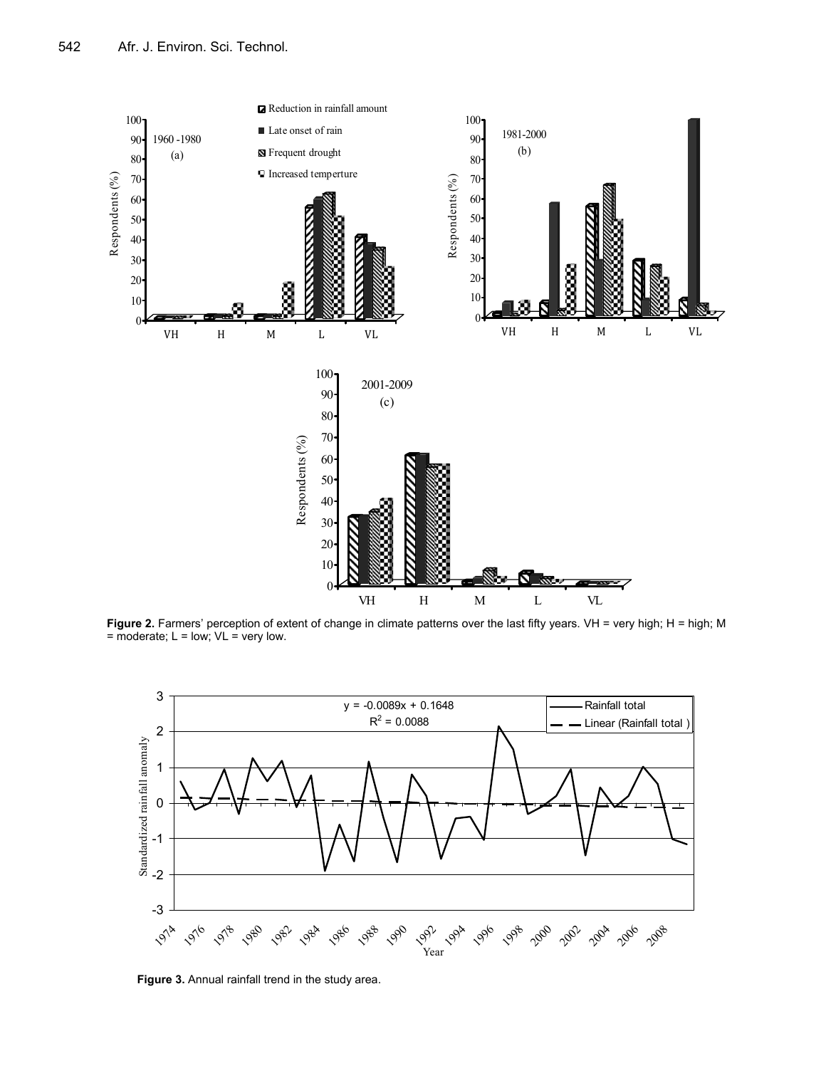**Figure 2.** Farmers' perception of extent of change in climate patterns over the last fifty years. VH = very high; H = high; M = moderate; L = low; VL = very low.

**Figure 3.** Annual rainfall trend in the study area.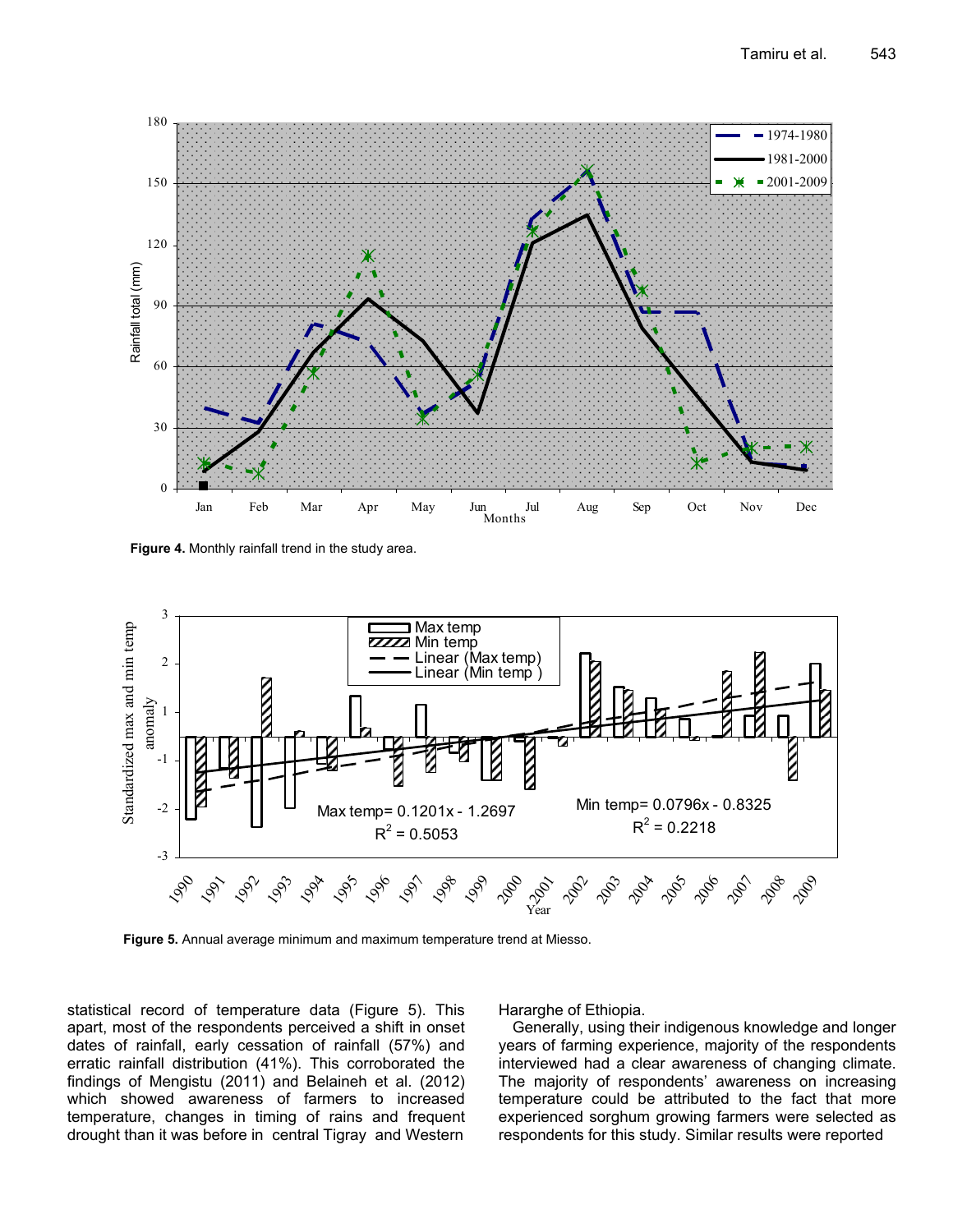Figure 4. Monthly rainfall trend in the study area.

Figure 5. Annual average minimum and maximum temperature trend at Miesso.

statistical record of temperature data (Figure 5). This apart, most of the respondents perceived a shift in onset dates of rainfall, early cessation of rainfall (57%) and erratic rainfall distribution (41%). This corroborated the findings of Mengistu (2011) and Belaineh et al. (2012) which showed awareness of farmers to increased temperature, changes in timing of rains and frequent drought than it was before in central Tigray and Western Hararghe of Ethiopia.

Generally, using their indigenous knowledge and longer years of farming experience, majority of the respondents interviewed had a clear awareness of changing climate. The majority of respondents' awareness on increasing temperature could be attributed to the fact that more experienced sorghum growing farmers were selected as respondents for this study. Similar results were reported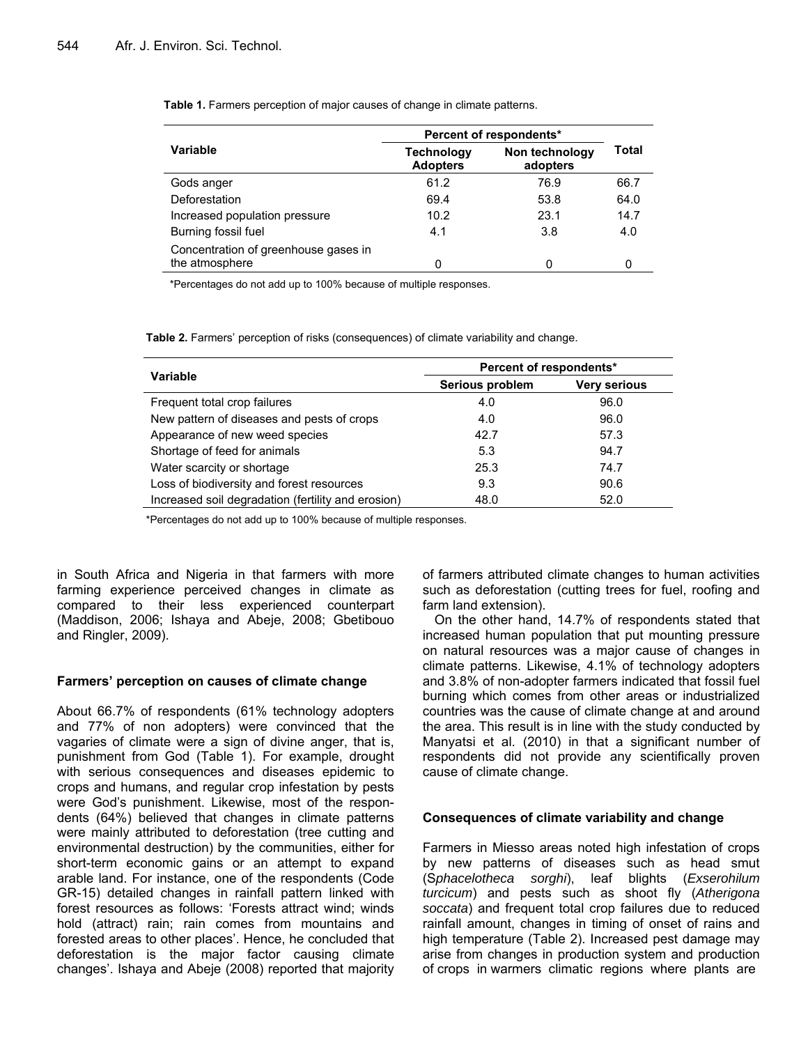**Table 1.** Farmers perception of major causes of change in climate patterns.

| Variable | Percent of respondents* | | Total |
|---|---|---|---|
| | Technology Adopters | Non technology adopters | |
| Gods anger | 61.2 | 76.9 | 66.7 |
| Deforestation | 69.4 | 53.8 | 64.0 |
| Increased population pressure | 10.2 | 23.1 | 14.7 |
| Burning fossil fuel | 4.1 | 3.8 | 4.0 |
| Concentration of greenhouse gases in the atmosphere | 0 | 0 | 0 |

*Percentages do not add up to 100% because of multiple responses.

**Table 2.** Farmers' perception of risks (consequences) of climate variability and change.

| Variable | Percent of respondents* | |
|---|---|---|
| | Serious problem | Very serious |
| Frequent total crop failures | 4.0 | 96.0 |
| New pattern of diseases and pests of crops | 4.0 | 96.0 |
| Appearance of new weed species | 42.7 | 57.3 |
| Shortage of feed for animals | 5.3 | 94.7 |
| Water scarcity or shortage | 25.3 | 74.7 |
| Loss of biodiversity and forest resources | 9.3 | 90.6 |
| Increased soil degradation (fertility and erosion) | 48.0 | 52.0 |

*Percentages do not add up to 100% because of multiple responses.

in South Africa and Nigeria in that farmers with more farming experience perceived changes in climate as compared to their less experienced counterpart (Maddison, 2006; Ishaya and Abeje, 2008; Gbetibouo and Ringler, 2009).

## Farmers' perception on causes of climate change

About 66.7% of respondents (61% technology adopters and 77% of non adopters) were convinced that the vagaries of climate were a sign of divine anger, that is, punishment from God (Table 1). For example, drought with serious consequences and diseases epidemic to crops and humans, and regular crop infestation by pests were God's punishment. Likewise, most of the respondents (64%) believed that changes in climate patterns were mainly attributed to deforestation (tree cutting and environmental destruction) by the communities, either for short-term economic gains or an attempt to expand arable land. For instance, one of the respondents (Code GR-15) detailed changes in rainfall pattern linked with forest resources as follows: 'Forests attract wind; winds hold (attract) rain; rain comes from mountains and forested areas to other places'. Hence, he concluded that deforestation is the major factor causing climate changes'. Ishaya and Abeje (2008) reported that majority of farmers attributed climate changes to human activities such as deforestation (cutting trees for fuel, roofing and farm land extension).

On the other hand, 14.7% of respondents stated that increased human population that put mounting pressure on natural resources was a major cause of changes in climate patterns. Likewise, 4.1% of technology adopters and 3.8% of non-adopter farmers indicated that fossil fuel burning which comes from other areas or industrialized countries was the cause of climate change at and around the area. This result is in line with the study conducted by Manyatsi et al. (2010) in that a significant number of respondents did not provide any scientifically proven cause of climate change.

## Consequences of climate variability and change

Farmers in Miesso areas noted high infestation of crops by new patterns of diseases such as head smut (*Sphacelotheca sorghi*), leaf blights (*Exserohilum turcicum*) and pests such as shoot fly (*Atherigona soccata*) and frequent total crop failures due to reduced rainfall amount, changes in timing of onset of rains and high temperature (Table 2). Increased pest damage may arise from changes in production system and production of crops in warmers climatic regions where plants are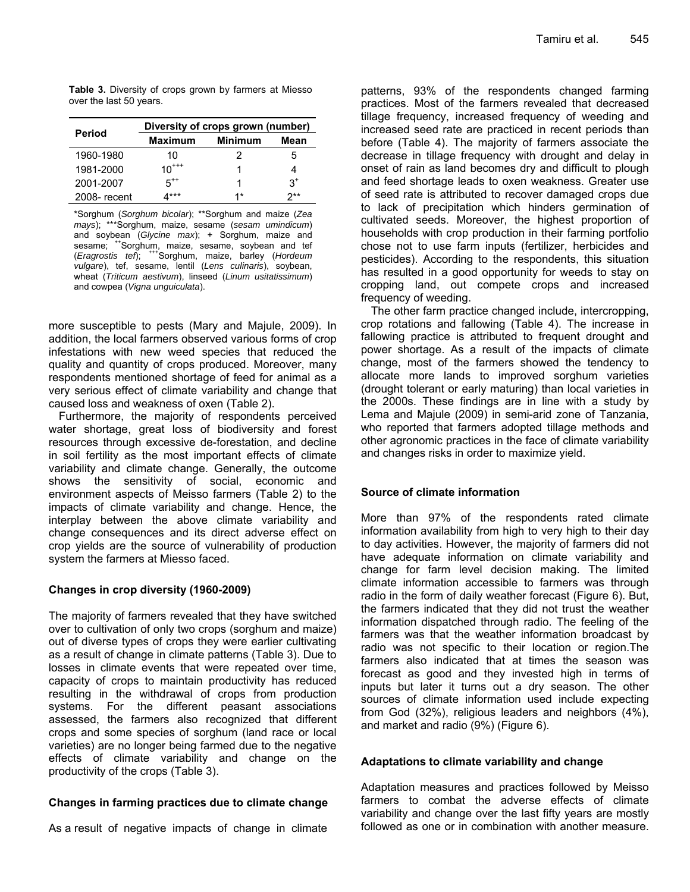**Table 3.** Diversity of crops grown by farmers at Miesso over the last 50 years.

| Period | Diversity of crops grown (number) | | |
|---|---|---|---|
| | Maximum | Minimum | Mean |
| 1960-1980 | 10 | 2 | 5 |
| 1981-2000 | 10[+++] | 1 | 4 |
| 2001-2007 | 5[++] | 1 | 3[+] |
| 2008- recent | 4*** | 1* | 2** |

*Sorghum (*Sorghum bicolar*); **Sorghum and maize (*Zea mays*); ***Sorghum, maize, sesame (*sesam umindicum*) and soybean (*Glycine max*); + Sorghum, maize and sesame; ++Sorghum, maize, sesame, soybean and tef (*Eragrostis tef*); +++Sorghum, maize, barley (*Hordeum vulgare*), tef, sesame, lentil (*Lens culinaris*), soybean, wheat (*Triticum aestivum*), linseed (*Linum usitatissimum*) and cowpea (*Vigna unguiculata*).

more susceptible to pests (Mary and Majule, 2009). In addition, the local farmers observed various forms of crop infestations with new weed species that reduced the quality and quantity of crops produced. Moreover, many respondents mentioned shortage of feed for animal as a very serious effect of climate variability and change that caused loss and weakness of oxen (Table 2).

Furthermore, the majority of respondents perceived water shortage, great loss of biodiversity and forest resources through excessive de-forestation, and decline in soil fertility as the most important effects of climate variability and climate change. Generally, the outcome shows the sensitivity of social, economic and environment aspects of Meisso farmers (Table 2) to the impacts of climate variability and change. Hence, the interplay between the above climate variability and change consequences and its direct adverse effect on crop yields are the source of vulnerability of production system the farmers at Miesso faced.

### Changes in crop diversity (1960-2009)

The majority of farmers revealed that they have switched over to cultivation of only two crops (sorghum and maize) out of diverse types of crops they were earlier cultivating as a result of change in climate patterns (Table 3). Due to losses in climate events that were repeated over time, capacity of crops to maintain productivity has reduced resulting in the withdrawal of crops from production systems. For the different peasant associations assessed, the farmers also recognized that different crops and some species of sorghum (land race or local varieties) are no longer being farmed due to the negative effects of climate variability and change on the productivity of the crops (Table 3).

### Changes in farming practices due to climate change

As a result of negative impacts of change in climate patterns, 93% of the respondents changed farming practices. Most of the farmers revealed that decreased tillage frequency, increased frequency of weeding and increased seed rate are practiced in recent periods than before (Table 4). The majority of farmers associate the decrease in tillage frequency with drought and delay in onset of rain as land becomes dry and difficult to plough and feed shortage leads to oxen weakness. Greater use of seed rate is attributed to recover damaged crops due to lack of precipitation which hinders germination of cultivated seeds. Moreover, the highest proportion of households with crop production in their farming portfolio chose not to use farm inputs (fertilizer, herbicides and pesticides). According to the respondents, this situation has resulted in a good opportunity for weeds to stay on cropping land, out compete crops and increased frequency of weeding.

The other farm practice changed include, intercropping, crop rotations and fallowing (Table 4). The increase in fallowing practice is attributed to frequent drought and power shortage. As a result of the impacts of climate change, most of the farmers showed the tendency to allocate more lands to improved sorghum varieties (drought tolerant or early maturing) than local varieties in the 2000s. These findings are in line with a study by Lema and Majule (2009) in semi-arid zone of Tanzania, who reported that farmers adopted tillage methods and other agronomic practices in the face of climate variability and changes risks in order to maximize yield.

### Source of climate information

More than 97% of the respondents rated climate information availability from high to very high to their day to day activities. However, the majority of farmers did not have adequate information on climate variability and change for farm level decision making. The limited climate information accessible to farmers was through radio in the form of daily weather forecast (Figure 6). But, the farmers indicated that they did not trust the weather information dispatched through radio. The feeling of the farmers was that the weather information broadcast by radio was not specific to their location or region.The farmers also indicated that at times the season was forecast as good and they invested high in terms of inputs but later it turns out a dry season. The other sources of climate information used include expecting from God (32%), religious leaders and neighbors (4%), and market and radio (9%) (Figure 6).

### Adaptations to climate variability and change

Adaptation measures and practices followed by Meisso farmers to combat the adverse effects of climate variability and change over the last fifty years are mostly followed as one or in combination with another measure.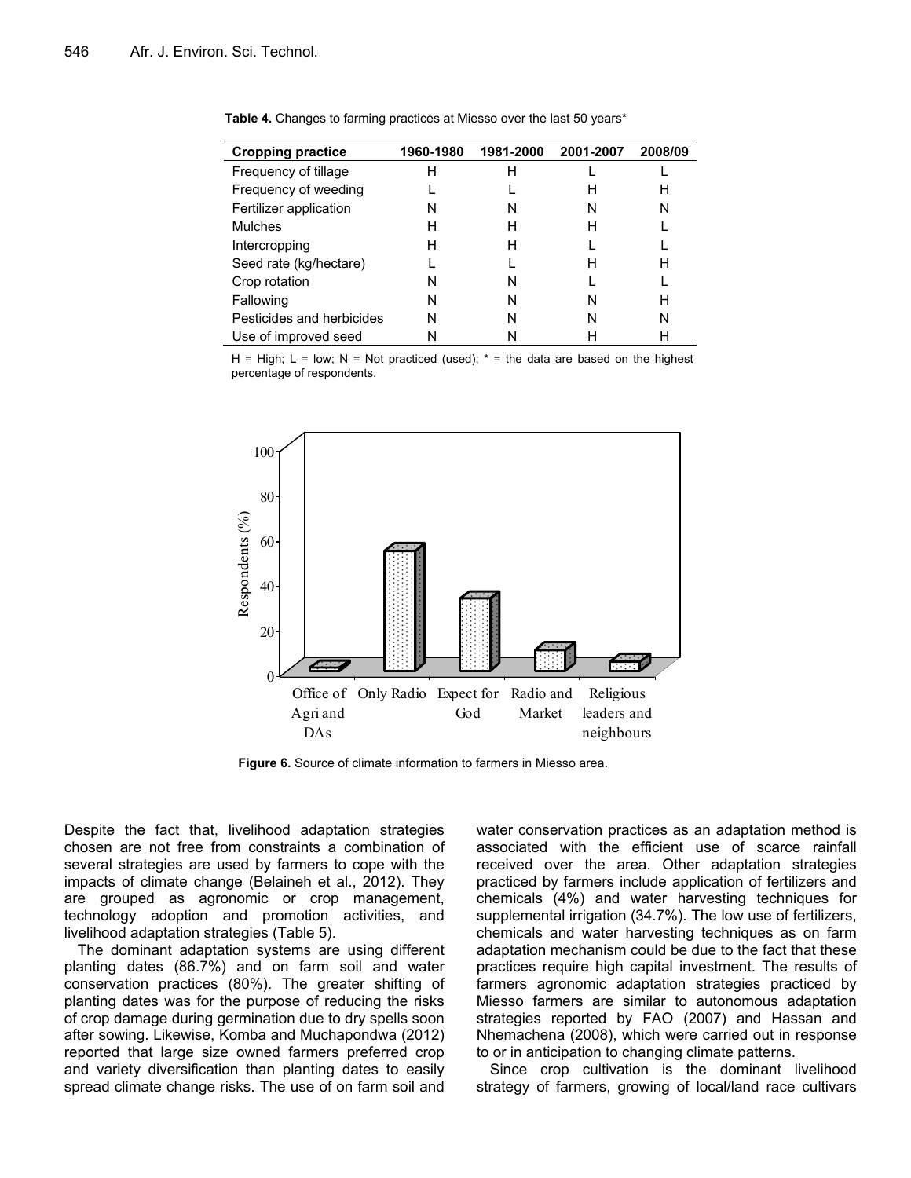**Table 4.** Changes to farming practices at Miesso over the last 50 years*

| Cropping practice | 1960-1980 | 1981-2000 | 2001-2007 | 2008/09 |
|---|---|---|---|---|
| Frequency of tillage | H | H | L | L |
| Frequency of weeding | L | L | H | H |
| Fertilizer application | N | N | N | N |
| Mulches | H | H | H | L |
| Intercropping | H | H | L | L |
| Seed rate (kg/hectare) | L | L | H | H |
| Crop rotation | N | N | L | L |
| Fallowing | N | N | N | H |
| Pesticides and herbicides | N | N | N | N |
| Use of improved seed | N | N | H | H |

H = High; L = low; N = Not practiced (used); * = the data are based on the highest percentage of respondents.

**Figure 6.** Source of climate information to farmers in Miesso area.

Despite the fact that, livelihood adaptation strategies chosen are not free from constraints a combination of several strategies are used by farmers to cope with the impacts of climate change (Belaineh et al., 2012). They are grouped as agronomic or crop management, technology adoption and promotion activities, and livelihood adaptation strategies (Table 5).

The dominant adaptation systems are using different planting dates (86.7%) and on farm soil and water conservation practices (80%). The greater shifting of planting dates was for the purpose of reducing the risks of crop damage during germination due to dry spells soon after sowing. Likewise, Komba and Muchapondwa (2012) reported that large size owned farmers preferred crop and variety diversification than planting dates to easily spread climate change risks. The use of on farm soil and water conservation practices as an adaptation method is associated with the efficient use of scarce rainfall received over the area. Other adaptation strategies practiced by farmers include application of fertilizers and chemicals (4%) and water harvesting techniques for supplemental irrigation (34.7%). The low use of fertilizers, chemicals and water harvesting techniques as on farm adaptation mechanism could be due to the fact that these practices require high capital investment. The results of farmers agronomic adaptation strategies practiced by Miesso farmers are similar to autonomous adaptation strategies reported by FAO (2007) and Hassan and Nhemachena (2008), which were carried out in response to or in anticipation to changing climate patterns.

Since crop cultivation is the dominant livelihood strategy of farmers, growing of local/land race cultivars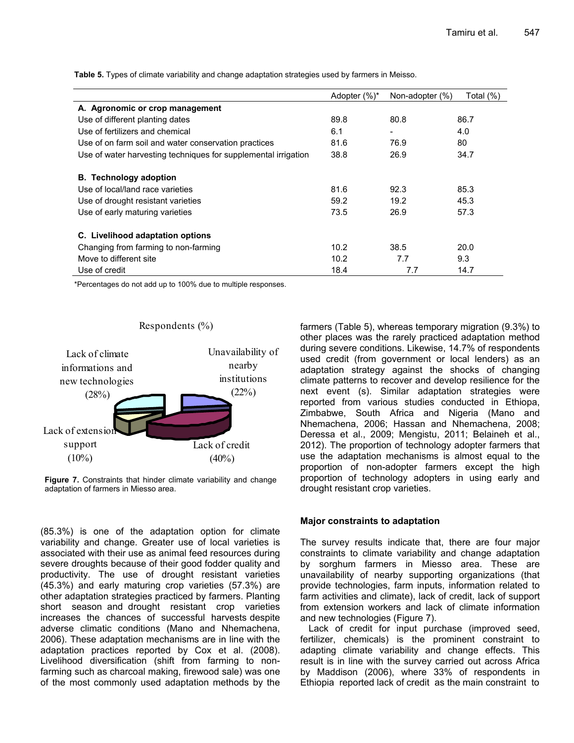**Table 5.** Types of climate variability and change adaptation strategies used by farmers in Meisso.

| | Adopter (%)* | Non-adopter (%) | Total (%) |
|---|---|---|---|
| **A. Agronomic or crop management** | | | |
| Use of different planting dates | 89.8 | 80.8 | 86.7 |
| Use of fertilizers and chemical | 6.1 | - | 4.0 |
| Use of on farm soil and water conservation practices | 81.6 | 76.9 | 80 |
| Use of water harvesting techniques for supplemental irrigation | 38.8 | 26.9 | 34.7 |
| **B. Technology adoption** | | | |
| Use of local/land race varieties | 81.6 | 92.3 | 85.3 |
| Use of drought resistant varieties | 59.2 | 19.2 | 45.3 |
| Use of early maturing varieties | 73.5 | 26.9 | 57.3 |
| **C. Livelihood adaptation options** | | | |
| Changing from farming to non-farming | 10.2 | 38.5 | 20.0 |
| Move to different site | 10.2 | 7.7 | 9.3 |
| Use of credit | 18.4 | 7.7 | 14.7 |

*Percentages do not add up to 100% due to multiple responses.

Respondents (%)

Lack of climate informations and new technologies (28%)

Unavailability of nearby institutions (22%)

Lack of extension support (10%)

Lack of credit (40%)

**Figure 7.** Constraints that hinder climate variability and change adaptation of farmers in Miesso area.

(85.3%) is one of the adaptation option for climate variability and change. Greater use of local varieties is associated with their use as animal feed resources during severe droughts because of their good fodder quality and productivity. The use of drought resistant varieties (45.3%) and early maturing crop varieties (57.3%) are other adaptation strategies practiced by farmers. Planting short season and drought resistant crop varieties increases the chances of successful harvests despite adverse climatic conditions (Mano and Nhemachena, 2006). These adaptation mechanisms are in line with the adaptation practices reported by Cox et al. (2008). Livelihood diversification (shift from farming to non-farming such as charcoal making, firewood sale) was one of the most commonly used adaptation methods by the farmers (Table 5), whereas temporary migration (9.3%) to other places was the rarely practiced adaptation method during severe conditions. Likewise, 14.7% of respondents used credit (from government or local lenders) as an adaptation strategy against the shocks of changing climate patterns to recover and develop resilience for the next event (s). Similar adaptation strategies were reported from various studies conducted in Ethiopa, Zimbabwe, South Africa and Nigeria (Mano and Nhemachena, 2006; Hassan and Nhemachena, 2008; Deressa et al., 2009; Mengistu, 2011; Belaineh et al., 2012). The proportion of technology adopter farmers that use the adaptation mechanisms is almost equal to the proportion of non-adopter farmers except the high proportion of technology adopters in using early and drought resistant crop varieties.

### Major constraints to adaptation

The survey results indicate that, there are four major constraints to climate variability and change adaptation by sorghum farmers in Miesso area. These are unavailability of nearby supporting organizations (that provide technologies, farm inputs, information related to farm activities and climate), lack of credit, lack of support from extension workers and lack of climate information and new technologies (Figure 7).

Lack of credit for input purchase (improved seed, fertilizer, chemicals) is the prominent constraint to adapting climate variability and change effects. This result is in line with the survey carried out across Africa by Maddison (2006), where 33% of respondents in Ethiopia reported lack of credit as the main constraint to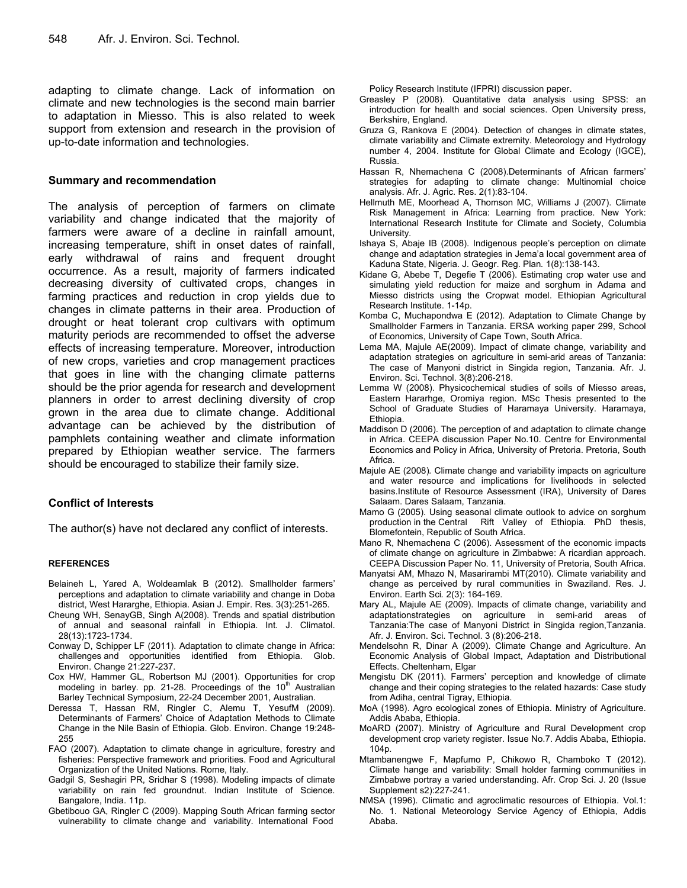adapting to climate change. Lack of information on climate and new technologies is the second main barrier to adaptation in Miesso. This is also related to week support from extension and research in the provision of up-to-date information and technologies.

## Summary and recommendation

The analysis of perception of farmers on climate variability and change indicated that the majority of farmers were aware of a decline in rainfall amount, increasing temperature, shift in onset dates of rainfall, early withdrawal of rains and frequent drought occurrence. As a result, majority of farmers indicated decreasing diversity of cultivated crops, changes in farming practices and reduction in crop yields due to changes in climate patterns in their area. Production of drought or heat tolerant crop cultivars with optimum maturity periods are recommended to offset the adverse effects of increasing temperature. Moreover, introduction of new crops, varieties and crop management practices that goes in line with the changing climate patterns should be the prior agenda for research and development planners in order to arrest declining diversity of crop grown in the area due to climate change. Additional advantage can be achieved by the distribution of pamphlets containing weather and climate information prepared by Ethiopian weather service. The farmers should be encouraged to stabilize their family size.

## Conflict of Interests

The author(s) have not declared any conflict of interests.

### REFERENCES

Belaineh L, Yared A, Woldeamlak B (2012). Smallholder farmers' perceptions and adaptation to climate variability and change in Doba district, West Hararghe, Ethiopia. Asian J. Empir. Res. 3(3):251-265.

Cheung WH, SenayGB, Singh A(2008). Trends and spatial distribution of annual and seasonal rainfall in Ethiopia. Int. J. Climatol. 28(13):1723-1734.

Conway D, Schipper LF (2011). Adaptation to climate change in Africa: challenges and opportunities identified from Ethiopia. Glob. Environ. Change 21:227-237.

Cox HW, Hammer GL, Robertson MJ (2001). Opportunities for crop modeling in barley. pp. 21-28. Proceedings of the 10th Australian Barley Technical Symposium, 22-24 December 2001, Australian.

Deressa T, Hassan RM, Ringler C, Alemu T, YesufM (2009). Determinants of Farmers' Choice of Adaptation Methods to Climate Change in the Nile Basin of Ethiopia. Glob. Environ. Change 19:248-255

FAO (2007). Adaptation to climate change in agriculture, forestry and fisheries: Perspective framework and priorities. Food and Agricultural Organization of the United Nations. Rome, Italy.

Gadgil S, Seshagiri PR, Sridhar S (1998). Modeling impacts of climate variability on rain fed groundnut. Indian Institute of Science. Bangalore, India. 11p.

Gbetibouo GA, Ringler C (2009). Mapping South African farming sector vulnerability to climate change and variability. International Food Policy Research Institute (IFPRI) discussion paper.

Greasley P (2008). Quantitative data analysis using SPSS: an introduction for health and social sciences. Open University press, Berkshire, England.

Gruza G, Rankova E (2004). Detection of changes in climate states, climate variability and Climate extremity. Meteorology and Hydrology number 4, 2004. Institute for Global Climate and Ecology (IGCE), Russia.

Hassan R, Nhemachena C (2008).Determinants of African farmers' strategies for adapting to climate change: Multinomial choice analysis. Afr. J. Agric. Res. 2(1):83-104.

Hellmuth ME, Moorhead A, Thomson MC, Williams J (2007). Climate Risk Management in Africa: Learning from practice. New York: International Research Institute for Climate and Society, Columbia University.

Ishaya S, Abaje IB (2008). Indigenous people's perception on climate change and adaptation strategies in Jema'a local government area of Kaduna State, Nigeria. J. Geogr. Reg. Plan. 1(8):138-143.

Kidane G, Abebe T, Degefie T (2006). Estimating crop water use and simulating yield reduction for maize and sorghum in Adama and Miesso districts using the Cropwat model. Ethiopian Agricultural Research Institute. 1-14p.

Komba C, Muchapondwa E (2012). Adaptation to Climate Change by Smallholder Farmers in Tanzania. ERSA working paper 299, School of Economics, University of Cape Town, South Africa.

Lema MA, Majule AE(2009). Impact of climate change, variability and adaptation strategies on agriculture in semi-arid areas of Tanzania: The case of Manyoni district in Singida region, Tanzania. Afr. J. Environ. Sci. Technol. 3(8):206-218.

Lemma W (2008). Physicochemical studies of soils of Miesso areas, Eastern Hararghe, Oromiya region. MSc Thesis presented to the School of Graduate Studies of Haramaya University. Haramaya, Ethiopia.

Maddison D (2006). The perception of and adaptation to climate change in Africa. CEEPA discussion Paper No.10. Centre for Environmental Economics and Policy in Africa, University of Pretoria. Pretoria, South Africa.

Majule AE (2008). Climate change and variability impacts on agriculture and water resource and implications for livelihoods in selected basins.Institute of Resource Assessment (IRA), University of Dares Salaam. Dares Salaam, Tanzania.

Mamo G (2005). Using seasonal climate outlook to advice on sorghum production in the Central Rift Valley of Ethiopia. PhD thesis, Blomefontein, Republic of South Africa.

Mano R, Nhemachena C (2006). Assessment of the economic impacts of climate change on agriculture in Zimbabwe: A ricardian approach. CEEPA Discussion Paper No. 11, University of Pretoria, South Africa.

Manyatsi AM, Mhazo N, Masarirambi MT(2010). Climate variability and change as perceived by rural communities in Swaziland. Res. J. Environ. Earth Sci. 2(3): 164-169.

Mary AL, Majule AE (2009). Impacts of climate change, variability and adaptationstrategies on agriculture in semi-arid areas of Tanzania:The case of Manyoni District in Singida region,Tanzania. Afr. J. Environ. Sci. Technol. 3 (8):206-218.

Mendelsohn R, Dinar A (2009). Climate Change and Agriculture. An Economic Analysis of Global Impact, Adaptation and Distributional Effects. Cheltenham, Elgar

Mengistu DK (2011). Farmers' perception and knowledge of climate change and their coping strategies to the related hazards: Case study from Adiha, central Tigray, Ethiopia.

MoA (1998). Agro ecological zones of Ethiopia. Ministry of Agriculture. Addis Ababa, Ethiopia.

MoARD (2007). Ministry of Agriculture and Rural Development crop development crop variety register. Issue No.7. Addis Ababa, Ethiopia. 104p.

Mtambanengwe F, Mapfumo P, Chikowo R, Chamboko T (2012). Climate hange and variability: Small holder farming communities in Zimbabwe portray a varied understanding. Afr. Crop Sci. J. 20 (Issue Supplement s2):227-241.

NMSA (1996). Climatic and agroclimatic resources of Ethiopia. Vol.1: No. 1. National Meteorology Service Agency of Ethiopia, Addis Ababa.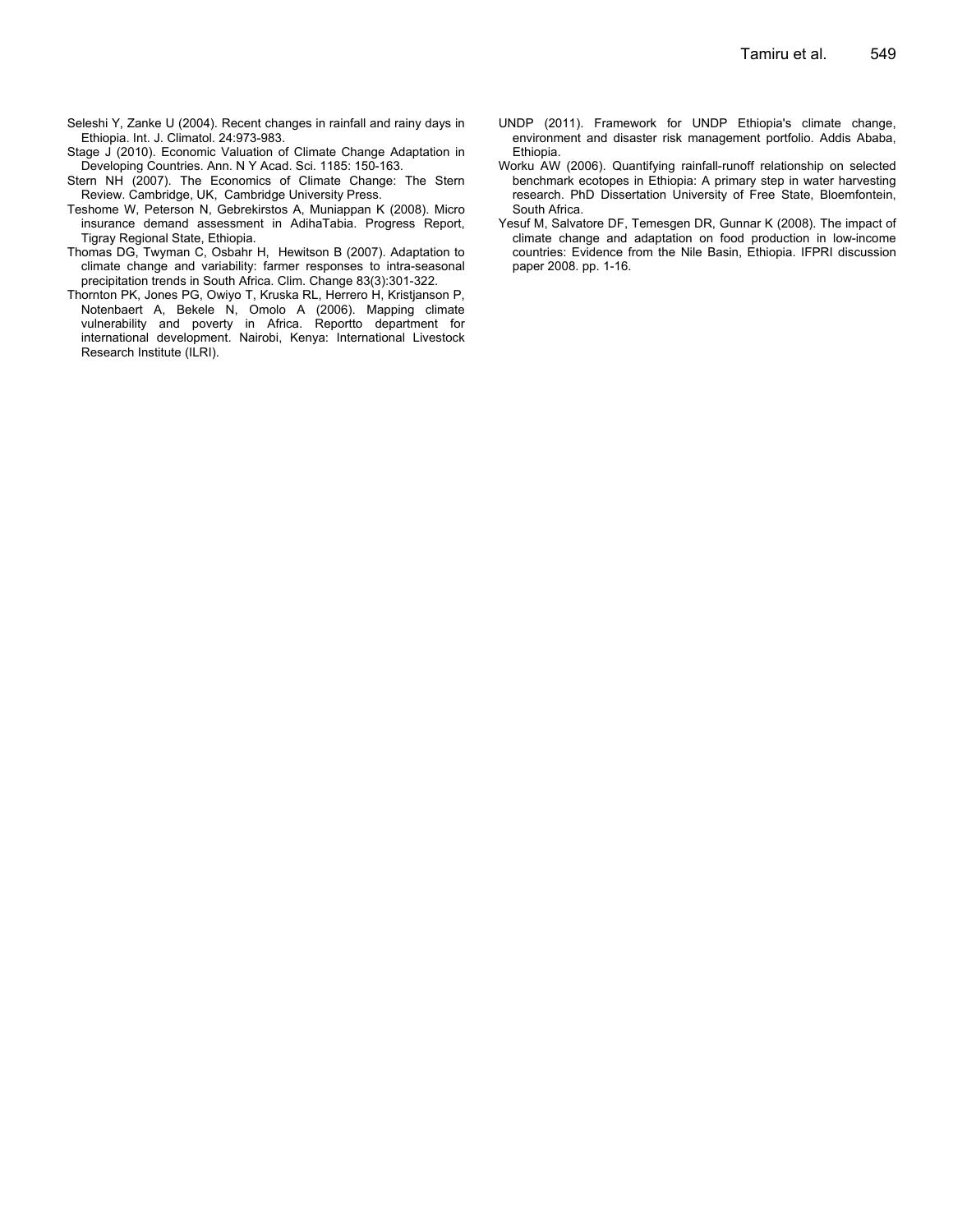Seleshi Y, Zanke U (2004). Recent changes in rainfall and rainy days in Ethiopia. Int. J. Climatol. 24:973-983.

Stage J (2010). Economic Valuation of Climate Change Adaptation in Developing Countries. Ann. N Y Acad. Sci. 1185: 150-163.

Stern NH (2007). The Economics of Climate Change: The Stern Review. Cambridge, UK, Cambridge University Press.

Teshome W, Peterson N, Gebrekirstos A, Muniappan K (2008). Micro insurance demand assessment in AdihaTabia. Progress Report, Tigray Regional State, Ethiopia.

Thomas DG, Twyman C, Osbahr H, Hewitson B (2007). Adaptation to climate change and variability: farmer responses to intra-seasonal precipitation trends in South Africa. Clim. Change 83(3):301-322.

Thornton PK, Jones PG, Owiyo T, Kruska RL, Herrero H, Kristjanson P, Notenbaert A, Bekele N, Omolo A (2006). Mapping climate vulnerability and poverty in Africa. Reportto department for international development. Nairobi, Kenya: International Livestock Research Institute (ILRI).

UNDP (2011). Framework for UNDP Ethiopia's climate change, environment and disaster risk management portfolio. Addis Ababa, Ethiopia.

Worku AW (2006). Quantifying rainfall-runoff relationship on selected benchmark ecotopes in Ethiopia: A primary step in water harvesting research. PhD Dissertation University of Free State, Bloemfontein, South Africa.

Yesuf M, Salvatore DF, Temesgen DR, Gunnar K (2008). The impact of climate change and adaptation on food production in low-income countries: Evidence from the Nile Basin, Ethiopia. IFPRI discussion paper 2008. pp. 1-16.